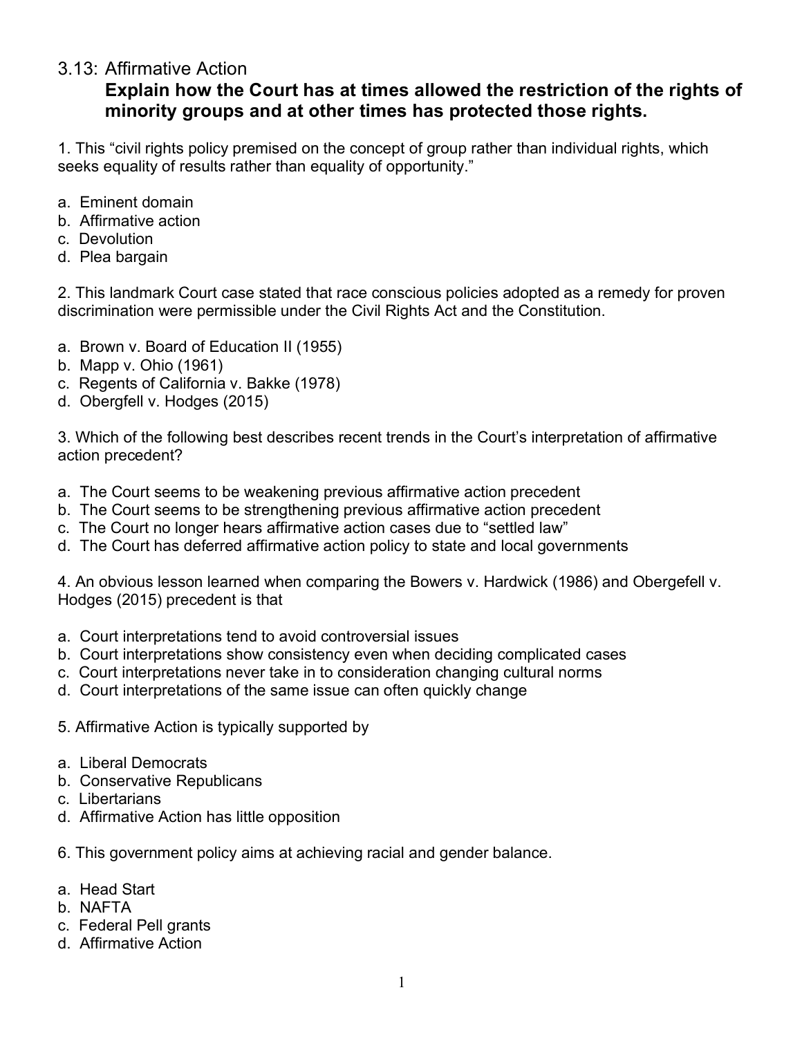## 3.13: Affirmative Action

### Explain how the Court has at times allowed the restriction of the rights of minority groups and at other times has protected those rights.

1. This "civil rights policy premised on the concept of group rather than individual rights, which seeks equality of results rather than equality of opportunity."

a. Eminent domain
b. Affirmative action
c. Devolution
d. Plea bargain

2. This landmark Court case stated that race conscious policies adopted as a remedy for proven discrimination were permissible under the Civil Rights Act and the Constitution.

a. Brown v. Board of Education II (1955)
b. Mapp v. Ohio (1961)
c. Regents of California v. Bakke (1978)
d. Obergfell v. Hodges (2015)

3. Which of the following best describes recent trends in the Court's interpretation of affirmative action precedent?

a. The Court seems to be weakening previous affirmative action precedent
b. The Court seems to be strengthening previous affirmative action precedent
c. The Court no longer hears affirmative action cases due to "settled law"
d. The Court has deferred affirmative action policy to state and local governments

4. An obvious lesson learned when comparing the Bowers v. Hardwick (1986) and Obergefell v. Hodges (2015) precedent is that

a. Court interpretations tend to avoid controversial issues
b. Court interpretations show consistency even when deciding complicated cases
c. Court interpretations never take in to consideration changing cultural norms
d. Court interpretations of the same issue can often quickly change

5. Affirmative Action is typically supported by

a. Liberal Democrats
b. Conservative Republicans
c. Libertarians
d. Affirmative Action has little opposition

6. This government policy aims at achieving racial and gender balance.

a. Head Start
b. NAFTA
c. Federal Pell grants
d. Affirmative Action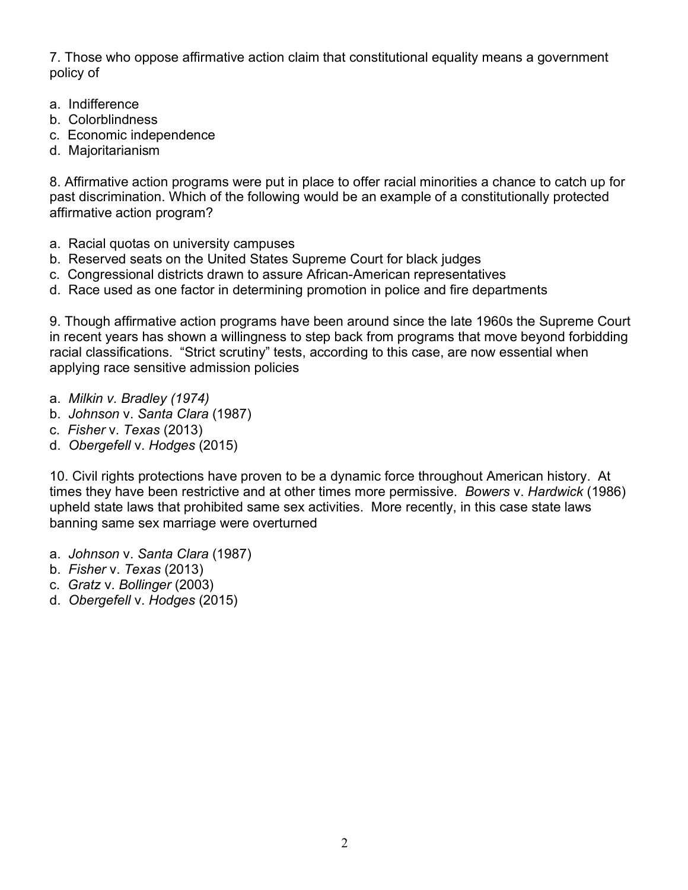7. Those who oppose affirmative action claim that constitutional equality means a government policy of

a. Indifference
b. Colorblindness
c. Economic independence
d. Majoritarianism

8. Affirmative action programs were put in place to offer racial minorities a chance to catch up for past discrimination. Which of the following would be an example of a constitutionally protected affirmative action program?

a. Racial quotas on university campuses
b. Reserved seats on the United States Supreme Court for black judges
c. Congressional districts drawn to assure African-American representatives
d. Race used as one factor in determining promotion in police and fire departments

9. Though affirmative action programs have been around since the late 1960s the Supreme Court in recent years has shown a willingness to step back from programs that move beyond forbidding racial classifications. "Strict scrutiny" tests, according to this case, are now essential when applying race sensitive admission policies

a. *Milkin v. Bradley (1974)*
b. *Johnson* v. *Santa Clara* (1987)
c. *Fisher* v. *Texas* (2013)
d. *Obergefell* v. *Hodges* (2015)

10. Civil rights protections have proven to be a dynamic force throughout American history. At times they have been restrictive and at other times more permissive. *Bowers* v. *Hardwick* (1986) upheld state laws that prohibited same sex activities. More recently, in this case state laws banning same sex marriage were overturned

a. *Johnson* v. *Santa Clara* (1987)
b. *Fisher* v. *Texas* (2013)
c. *Gratz* v. *Bollinger* (2003)
d. *Obergefell* v. *Hodges* (2015)